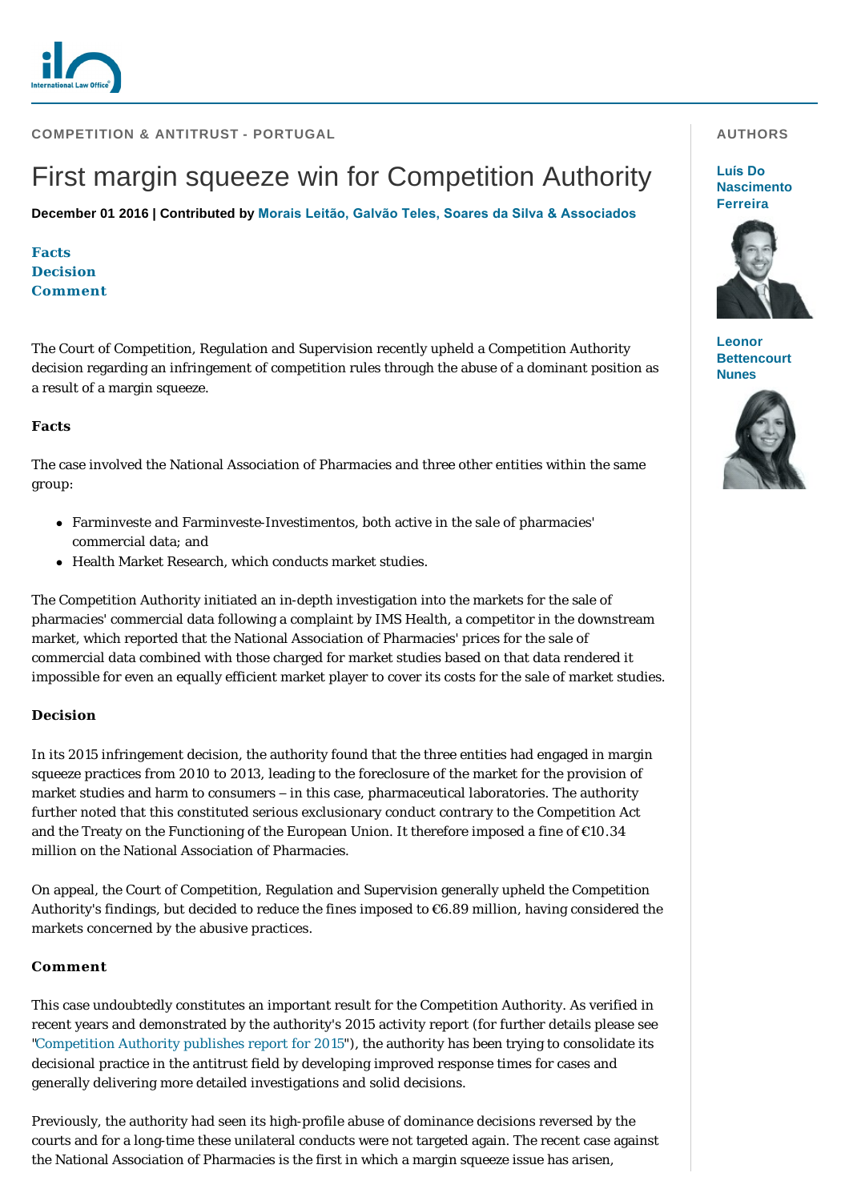COMPETITION & ANTITRUST - PORTUGAL

# First margin squeeze win for Competition Authority

**December 01 2016 | Contributed by Morais Leitão, Galvão Teles, Soares da Silva & Associados**

**AUTHORS**

**Luís Do Nascimento Ferreira**

**Leonor Bettencourt Nunes**

**Facts**
**Decision**
**Comment**

The Court of Competition, Regulation and Supervision recently upheld a Competition Authority decision regarding an infringement of competition rules through the abuse of a dominant position as a result of a margin squeeze.

## Facts

The case involved the National Association of Pharmacies and three other entities within the same group:

- Farminveste and Farminveste-Investimentos, both active in the sale of pharmacies' commercial data; and
- Health Market Research, which conducts market studies.

The Competition Authority initiated an in-depth investigation into the markets for the sale of pharmacies' commercial data following a complaint by IMS Health, a competitor in the downstream market, which reported that the National Association of Pharmacies' prices for the sale of commercial data combined with those charged for market studies based on that data rendered it impossible for even an equally efficient market player to cover its costs for the sale of market studies.

## Decision

In its 2015 infringement decision, the authority found that the three entities had engaged in margin squeeze practices from 2010 to 2013, leading to the foreclosure of the market for the provision of market studies and harm to consumers – in this case, pharmaceutical laboratories. The authority further noted that this constituted serious exclusionary conduct contrary to the Competition Act and the Treaty on the Functioning of the European Union. It therefore imposed a fine of €10.34 million on the National Association of Pharmacies.

On appeal, the Court of Competition, Regulation and Supervision generally upheld the Competition Authority's findings, but decided to reduce the fines imposed to €6.89 million, having considered the markets concerned by the abusive practices.

## Comment

This case undoubtedly constitutes an important result for the Competition Authority. As verified in recent years and demonstrated by the authority's 2015 activity report (for further details please see "Competition Authority publishes report for 2015"), the authority has been trying to consolidate its decisional practice in the antitrust field by developing improved response times for cases and generally delivering more detailed investigations and solid decisions.

Previously, the authority had seen its high-profile abuse of dominance decisions reversed by the courts and for a long-time these unilateral conducts were not targeted again. The recent case against the National Association of Pharmacies is the first in which a margin squeeze issue has arisen,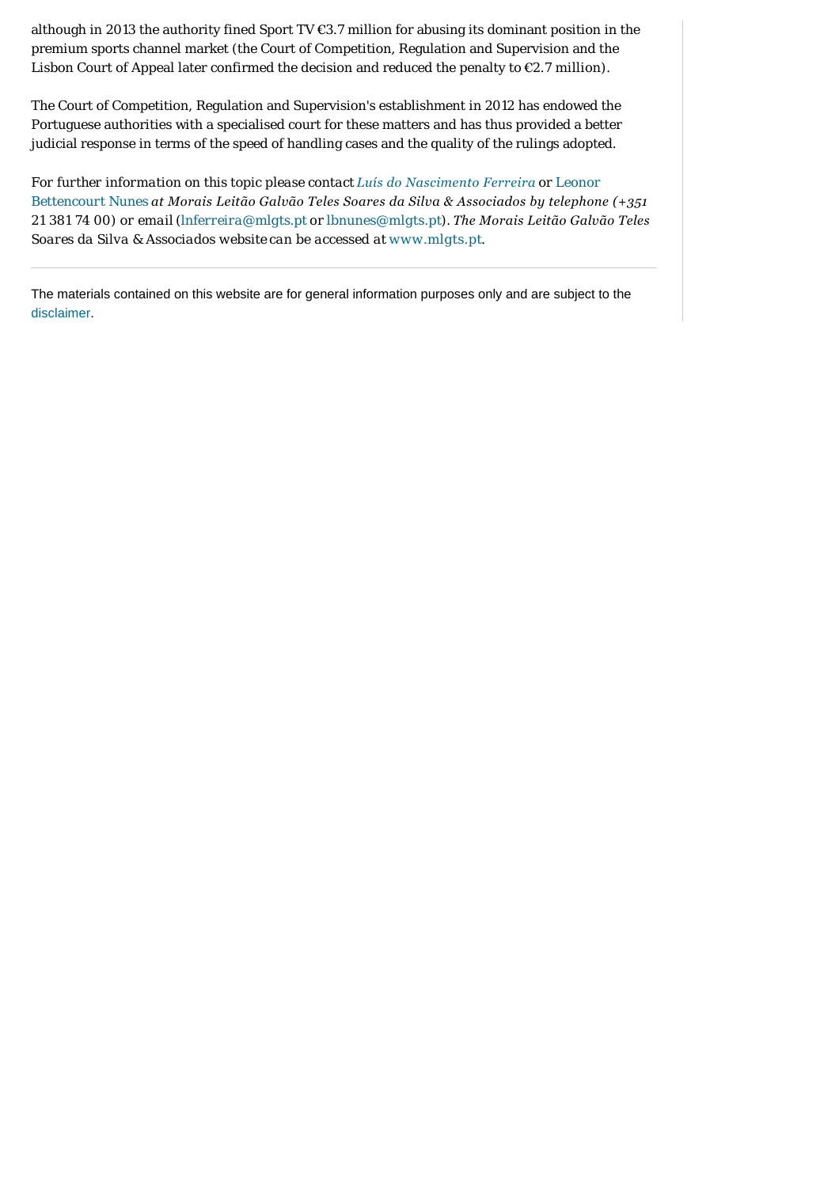although in 2013 the authority fined Sport TV €3.7 million for abusing its dominant position in the premium sports channel market (the Court of Competition, Regulation and Supervision and the Lisbon Court of Appeal later confirmed the decision and reduced the penalty to €2.7 million).

The Court of Competition, Regulation and Supervision's establishment in 2012 has endowed the Portuguese authorities with a specialised court for these matters and has thus provided a better judicial response in terms of the speed of handling cases and the quality of the rulings adopted.

*For further information on this topic please contact Luís do Nascimento Ferreira or Leonor Bettencourt Nunes at Morais Leitão Galvão Teles Soares da Silva & Associados by telephone (+351 21 381 74 00) or email (lnferreira@mlgts.pt or lbnunes@mlgts.pt). The Morais Leitão Galvão Teles Soares da Silva & Associados website can be accessed at www.mlgts.pt.*

---

The materials contained on this website are for general information purposes only and are subject to the disclaimer.